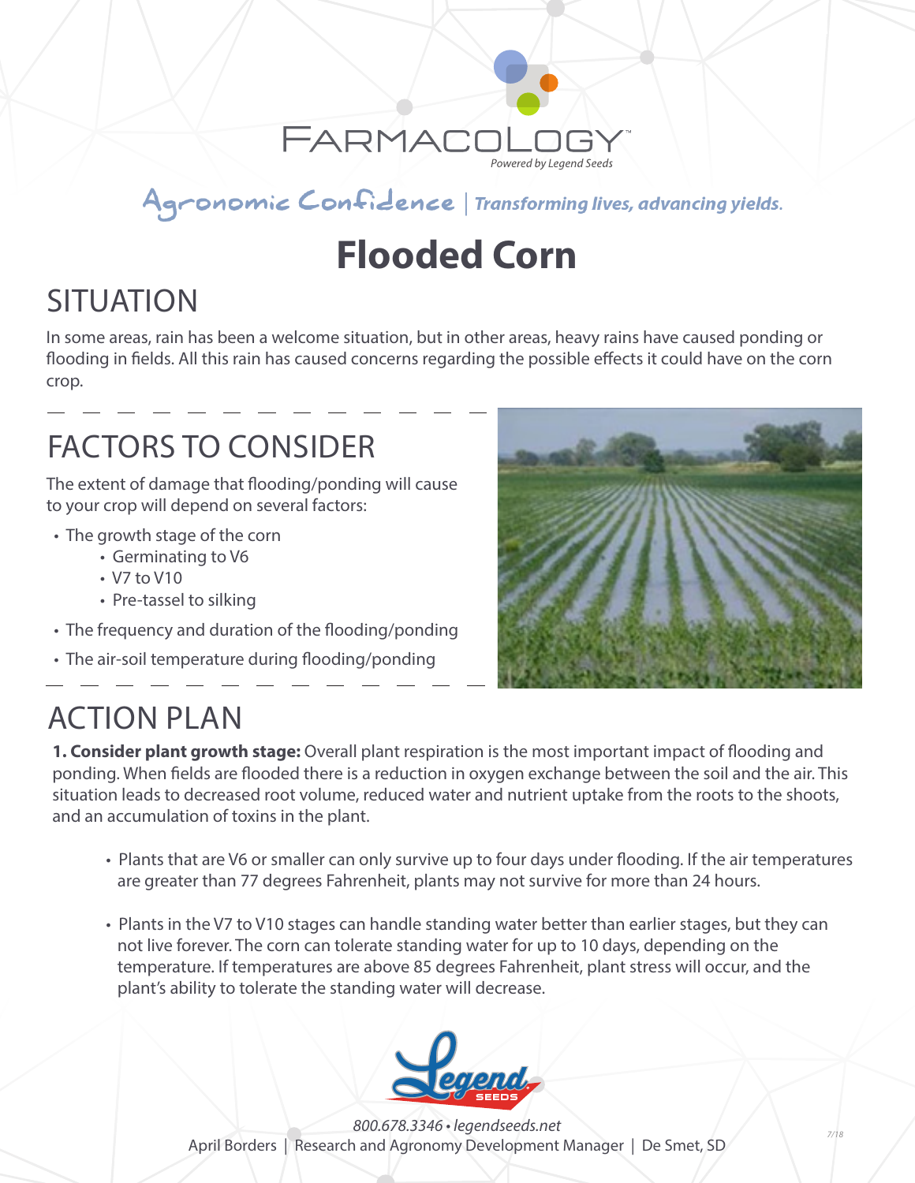FARMACOLOGY™

*Powered by Legend Seeds*

Agronomic Confidence | *Transforming lives, advancing yields.*

# Flooded Corn

## SITUATION

In some areas, rain has been a welcome situation, but in other areas, heavy rains have caused ponding or flooding in fields. All this rain has caused concerns regarding the possible effects it could have on the corn crop.

## FACTORS TO CONSIDER

The extent of damage that flooding/ponding will cause to your crop will depend on several factors:

- The growth stage of the corn
  - Germinating to V6
  - V7 to V10
  - Pre-tassel to silking
- The frequency and duration of the flooding/ponding
- The air-soil temperature during flooding/ponding

## ACTION PLAN

**1. Consider plant growth stage:** Overall plant respiration is the most important impact of flooding and ponding. When fields are flooded there is a reduction in oxygen exchange between the soil and the air. This situation leads to decreased root volume, reduced water and nutrient uptake from the roots to the shoots, and an accumulation of toxins in the plant.

- Plants that are V6 or smaller can only survive up to four days under flooding. If the air temperatures are greater than 77 degrees Fahrenheit, plants may not survive for more than 24 hours.
- Plants in the V7 to V10 stages can handle standing water better than earlier stages, but they can not live forever. The corn can tolerate standing water for up to 10 days, depending on the temperature. If temperatures are above 85 degrees Fahrenheit, plant stress will occur, and the plant's ability to tolerate the standing water will decrease.

*800.678.3346 • legendseeds.net*

April Borders | Research and Agronomy Development Manager | De Smet, SD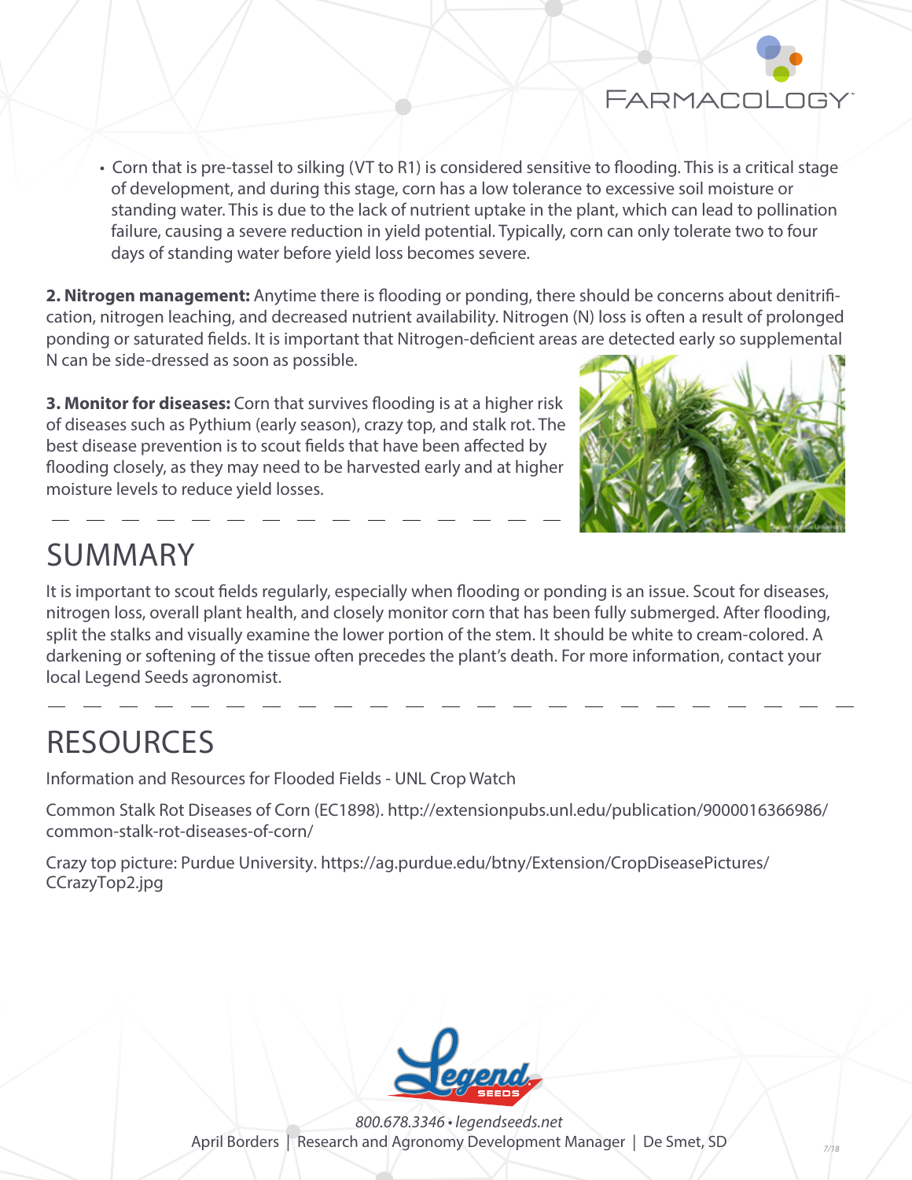- Corn that is pre-tassel to silking (VT to R1) is considered sensitive to flooding. This is a critical stage of development, and during this stage, corn has a low tolerance to excessive soil moisture or standing water. This is due to the lack of nutrient uptake in the plant, which can lead to pollination failure, causing a severe reduction in yield potential. Typically, corn can only tolerate two to four days of standing water before yield loss becomes severe.

**2. Nitrogen management:** Anytime there is flooding or ponding, there should be concerns about denitrification, nitrogen leaching, and decreased nutrient availability. Nitrogen (N) loss is often a result of prolonged ponding or saturated fields. It is important that Nitrogen-deficient areas are detected early so supplemental N can be side-dressed as soon as possible.

**3. Monitor for diseases:** Corn that survives flooding is at a higher risk of diseases such as Pythium (early season), crazy top, and stalk rot. The best disease prevention is to scout fields that have been affected by flooding closely, as they may need to be harvested early and at higher moisture levels to reduce yield losses.

## SUMMARY

It is important to scout fields regularly, especially when flooding or ponding is an issue. Scout for diseases, nitrogen loss, overall plant health, and closely monitor corn that has been fully submerged. After flooding, split the stalks and visually examine the lower portion of the stem. It should be white to cream-colored. A darkening or softening of the tissue often precedes the plant's death. For more information, contact your local Legend Seeds agronomist.

## RESOURCES

Information and Resources for Flooded Fields - UNL Crop Watch

Common Stalk Rot Diseases of Corn (EC1898). http://extensionpubs.unl.edu/publication/9000016366986/common-stalk-rot-diseases-of-corn/

Crazy top picture: Purdue University. https://ag.purdue.edu/btny/Extension/CropDiseasePictures/CCrazyTop2.jpg

*800.678.3346 • legendseeds.net*

April Borders | Research and Agronomy Development Manager | De Smet, SD